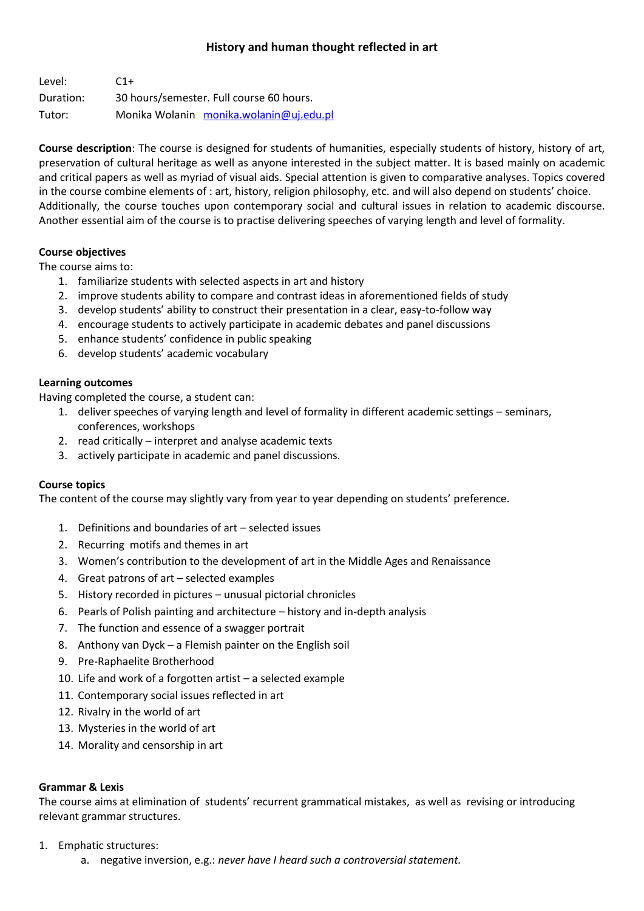# History and human thought reflected in art

Level: C1+
Duration: 30 hours/semester. Full course 60 hours.
Tutor: Monika Wolanin [monika.wolanin@uj.edu.pl](mailto:monika.wolanin@uj.edu.pl)

**Course description**: The course is designed for students of humanities, especially students of history, history of art, preservation of cultural heritage as well as anyone interested in the subject matter. It is based mainly on academic and critical papers as well as myriad of visual aids. Special attention is given to comparative analyses. Topics covered in the course combine elements of : art, history, religion philosophy, etc. and will also depend on students' choice. Additionally, the course touches upon contemporary social and cultural issues in relation to academic discourse. Another essential aim of the course is to practise delivering speeches of varying length and level of formality.

**Course objectives**

The course aims to:

1. familiarize students with selected aspects in art and history
2. improve students ability to compare and contrast ideas in aforementioned fields of study
3. develop students' ability to construct their presentation in a clear, easy-to-follow way
4. encourage students to actively participate in academic debates and panel discussions
5. enhance students' confidence in public speaking
6. develop students' academic vocabulary

**Learning outcomes**

Having completed the course, a student can:

1. deliver speeches of varying length and level of formality in different academic settings – seminars, conferences, workshops
2. read critically – interpret and analyse academic texts
3. actively participate in academic and panel discussions.

**Course topics**

The content of the course may slightly vary from year to year depending on students' preference.

1. Definitions and boundaries of art – selected issues
2. Recurring motifs and themes in art
3. Women's contribution to the development of art in the Middle Ages and Renaissance
4. Great patrons of art – selected examples
5. History recorded in pictures – unusual pictorial chronicles
6. Pearls of Polish painting and architecture – history and in-depth analysis
7. The function and essence of a swagger portrait
8. Anthony van Dyck – a Flemish painter on the English soil
9. Pre-Raphaelite Brotherhood
10. Life and work of a forgotten artist – a selected example
11. Contemporary social issues reflected in art
12. Rivalry in the world of art
13. Mysteries in the world of art
14. Morality and censorship in art

**Grammar & Lexis**

The course aims at elimination of students' recurrent grammatical mistakes, as well as revising or introducing relevant grammar structures.

1. Emphatic structures:
   a. negative inversion, e.g.: *never have I heard such a controversial statement.*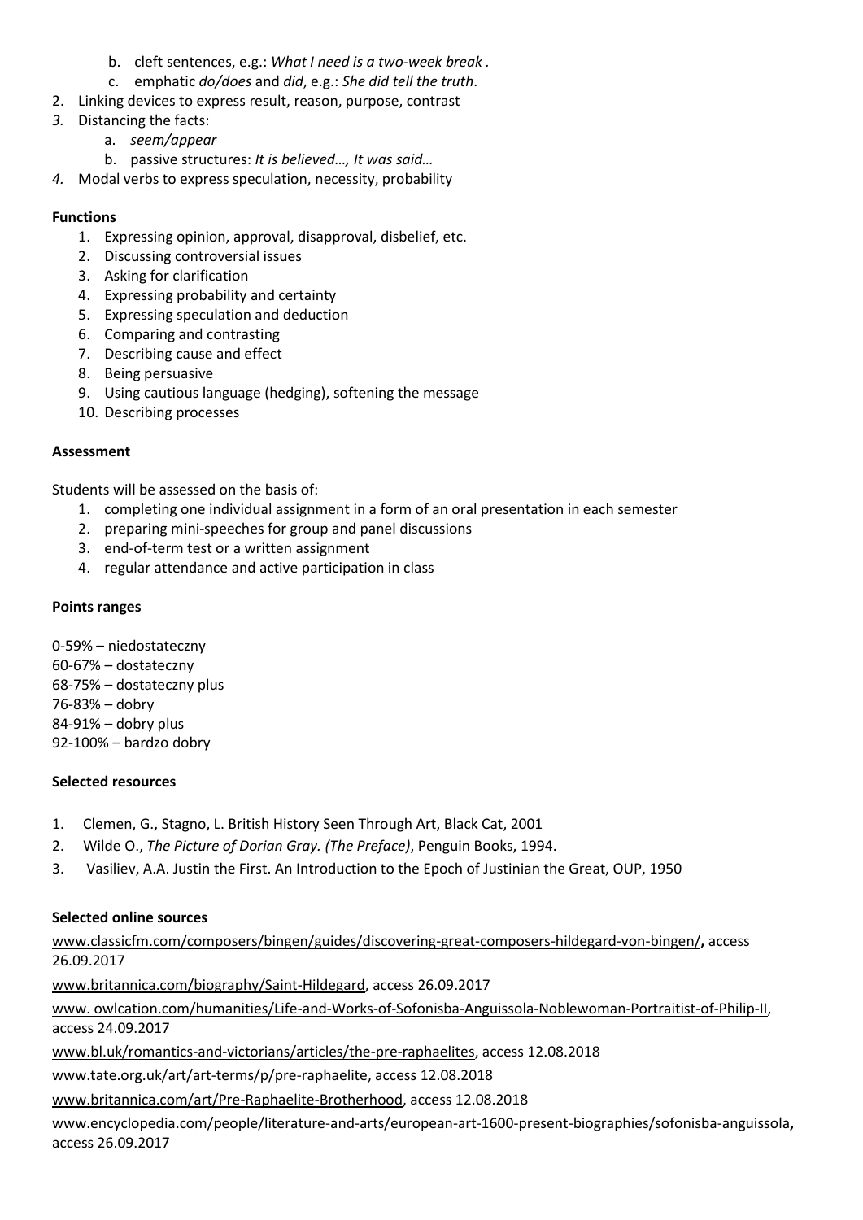b. cleft sentences, e.g.: *What I need is a two-week break .*
   c. emphatic *do/does* and *did*, e.g.: *She did tell the truth*.
2. Linking devices to express result, reason, purpose, contrast
3. Distancing the facts:
   a. *seem/appear*
   b. passive structures: *It is believed…, It was said…*
4. Modal verbs to express speculation, necessity, probability

**Functions**

1. Expressing opinion, approval, disapproval, disbelief, etc.
2. Discussing controversial issues
3. Asking for clarification
4. Expressing probability and certainty
5. Expressing speculation and deduction
6. Comparing and contrasting
7. Describing cause and effect
8. Being persuasive
9. Using cautious language (hedging), softening the message
10. Describing processes

**Assessment**

Students will be assessed on the basis of:

1. completing one individual assignment in a form of an oral presentation in each semester
2. preparing mini-speeches for group and panel discussions
3. end-of-term test or a written assignment
4. regular attendance and active participation in class

**Points ranges**

0-59% – niedostateczny
60-67% – dostateczny
68-75% – dostateczny plus
76-83% – dobry
84-91% – dobry plus
92-100% – bardzo dobry

**Selected resources**

1. Clemen, G., Stagno, L. British History Seen Through Art, Black Cat, 2001
2. Wilde O., *The Picture of Dorian Gray. (The Preface)*, Penguin Books, 1994.
3. Vasiliev, A.A. Justin the First. An Introduction to the Epoch of Justinian the Great, OUP, 1950

**Selected online sources**

www.classicfm.com/composers/bingen/guides/discovering-great-composers-hildegard-von-bingen/**,** access 26.09.2017

www.britannica.com/biography/Saint-Hildegard, access 26.09.2017

www. owlcation.com/humanities/Life-and-Works-of-Sofonisba-Anguissola-Noblewoman-Portraitist-of-Philip-II, access 24.09.2017

www.bl.uk/romantics-and-victorians/articles/the-pre-raphaelites, access 12.08.2018

www.tate.org.uk/art/art-terms/p/pre-raphaelite, access 12.08.2018

www.britannica.com/art/Pre-Raphaelite-Brotherhood, access 12.08.2018

www.encyclopedia.com/people/literature-and-arts/european-art-1600-present-biographies/sofonisba-anguissola**,** access 26.09.2017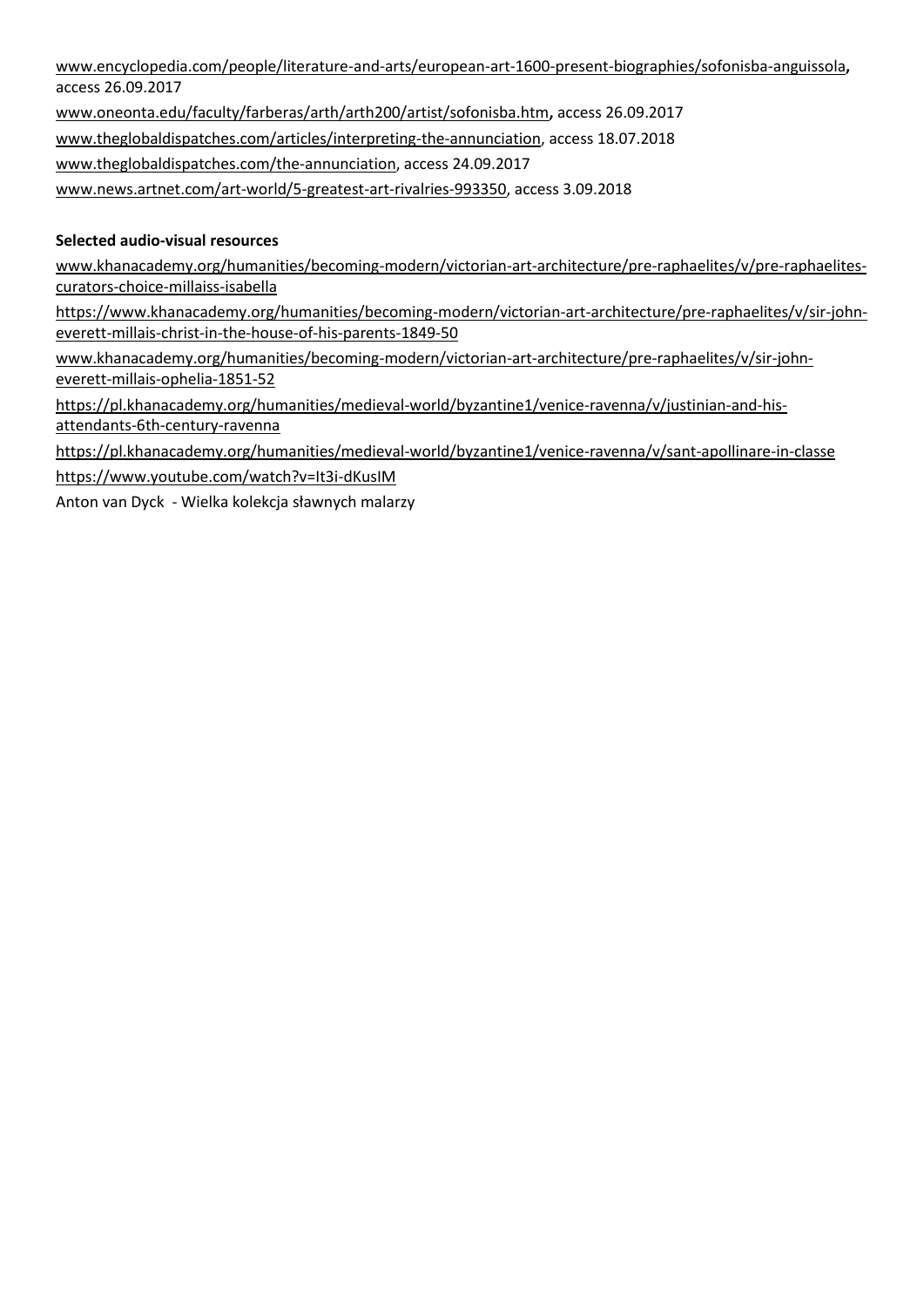www.encyclopedia.com/people/literature-and-arts/european-art-1600-present-biographies/sofonisba-anguissola**,** access 26.09.2017

www.oneonta.edu/faculty/farberas/arth/arth200/artist/sofonisba.htm**,** access 26.09.2017

www.theglobaldispatches.com/articles/interpreting-the-annunciation, access 18.07.2018

www.theglobaldispatches.com/the-annunciation, access 24.09.2017

www.news.artnet.com/art-world/5-greatest-art-rivalries-993350, access 3.09.2018

**Selected audio-visual resources**

www.khanacademy.org/humanities/becoming-modern/victorian-art-architecture/pre-raphaelites/v/pre-raphaelites-curators-choice-millaiss-isabella

https://www.khanacademy.org/humanities/becoming-modern/victorian-art-architecture/pre-raphaelites/v/sir-john-everett-millais-christ-in-the-house-of-his-parents-1849-50

www.khanacademy.org/humanities/becoming-modern/victorian-art-architecture/pre-raphaelites/v/sir-john-everett-millais-ophelia-1851-52

https://pl.khanacademy.org/humanities/medieval-world/byzantine1/venice-ravenna/v/justinian-and-his-attendants-6th-century-ravenna

https://pl.khanacademy.org/humanities/medieval-world/byzantine1/venice-ravenna/v/sant-apollinare-in-classe

https://www.youtube.com/watch?v=It3i-dKusIM

Anton van Dyck - Wielka kolekcja sławnych malarzy